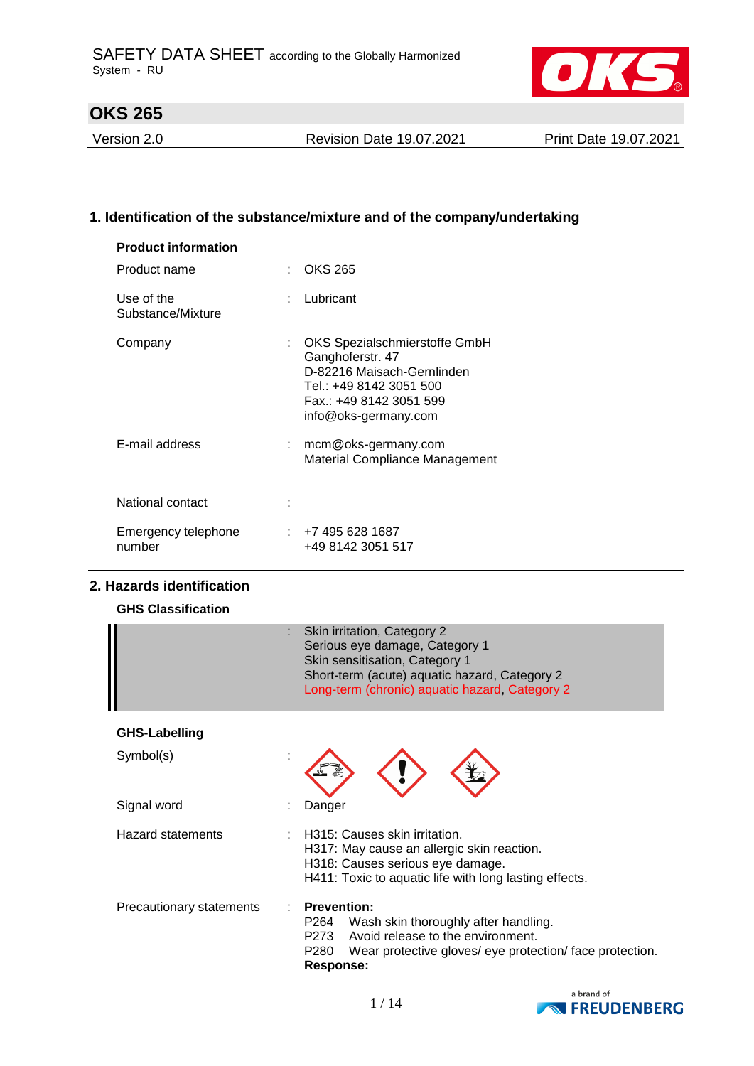SAFETY DATA SHEET according to the Globally Harmonized System - RU

# OKS 265

Version 2.0 | Revision Date 19.07.2021 | Print Date 19.07.2021

## 1. Identification of the substance/mixture and of the company/undertaking

**Product information**

| | | |
|---|---|---|
| Product name | : | OKS 265 |
| Use of the Substance/Mixture | : | Lubricant |
| Company | : | OKS Spezialschmierstoffe GmbH<br>Ganghoferstr. 47<br>D-82216 Maisach-Gernlinden<br>Tel.: +49 8142 3051 500<br>Fax.: +49 8142 3051 599<br>info@oks-germany.com |
| E-mail address | : | mcm@oks-germany.com<br>Material Compliance Management |
| National contact | : | |
| Emergency telephone number | : | +7 495 628 1687<br>+49 8142 3051 517 |

## 2. Hazards identification

**GHS Classification**

: Skin irritation, Category 2
Serious eye damage, Category 1
Skin sensitisation, Category 1
Short-term (acute) aquatic hazard, Category 2
Long-term (chronic) aquatic hazard, Category 2

**GHS-Labelling**

| | | |
|---|---|---|
| Symbol(s) | : | |
| Signal word | : | Danger |
| Hazard statements | : | H315: Causes skin irritation.<br>H317: May cause an allergic skin reaction.<br>H318: Causes serious eye damage.<br>H411: Toxic to aquatic life with long lasting effects. |
| Precautionary statements | : | **Prevention:**<br>P264 Wash skin thoroughly after handling.<br>P273 Avoid release to the environment.<br>P280 Wear protective gloves/ eye protection/ face protection.<br>**Response:** |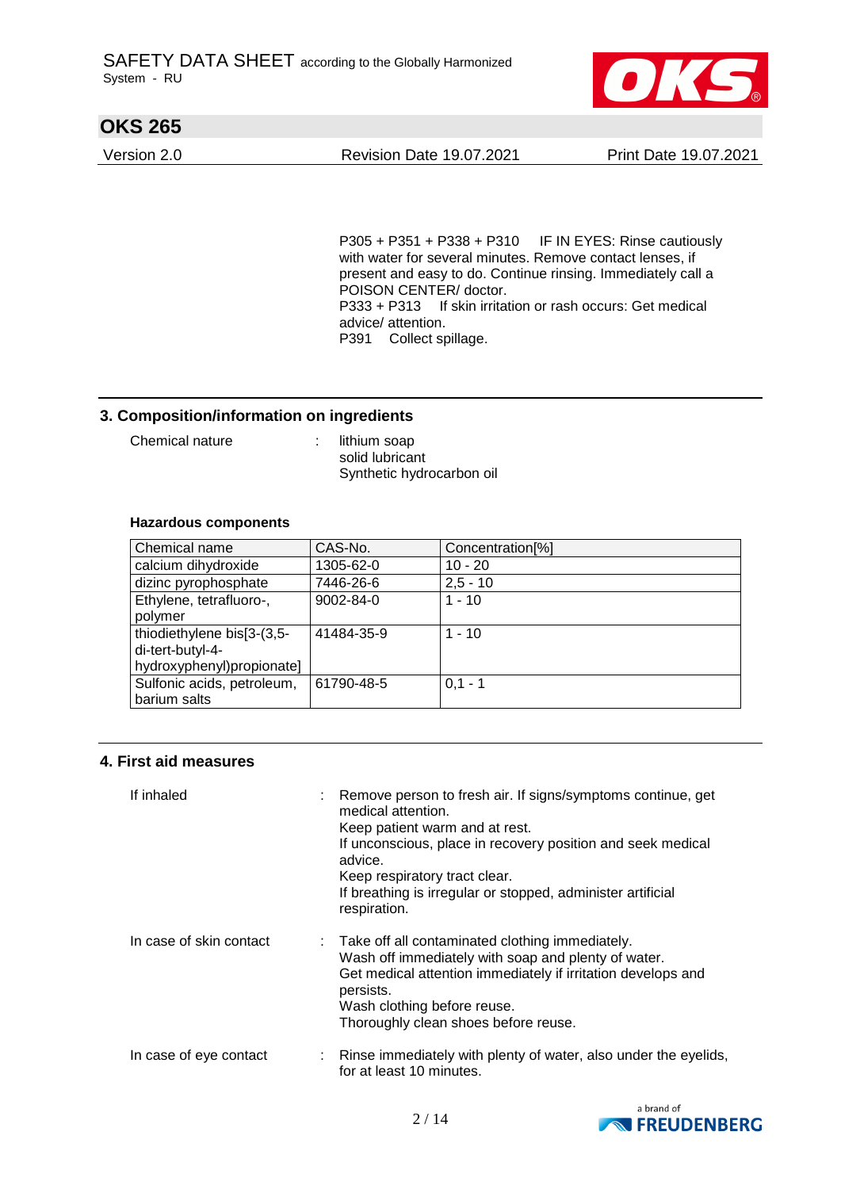P305 + P351 + P338 + P310 IF IN EYES: Rinse cautiously with water for several minutes. Remove contact lenses, if present and easy to do. Continue rinsing. Immediately call a POISON CENTER/ doctor.
P333 + P313 If skin irritation or rash occurs: Get medical advice/ attention.
P391 Collect spillage.

## 3. Composition/information on ingredients

Chemical nature : lithium soap
solid lubricant
Synthetic hydrocarbon oil

**Hazardous components**

| Chemical name | CAS-No. | Concentration[%] |
|---|---|---|
| calcium dihydroxide | 1305-62-0 | 10 - 20 |
| dizinc pyrophosphate | 7446-26-6 | 2,5 - 10 |
| Ethylene, tetrafluoro-, polymer | 9002-84-0 | 1 - 10 |
| thiodiethylene bis[3-(3,5-di-tert-butyl-4-hydroxyphenyl)propionate] | 41484-35-9 | 1 - 10 |
| Sulfonic acids, petroleum, barium salts | 61790-48-5 | 0,1 - 1 |

## 4. First aid measures

If inhaled : Remove person to fresh air. If signs/symptoms continue, get medical attention.
Keep patient warm and at rest.
If unconscious, place in recovery position and seek medical advice.
Keep respiratory tract clear.
If breathing is irregular or stopped, administer artificial respiration.

In case of skin contact : Take off all contaminated clothing immediately.
Wash off immediately with soap and plenty of water.
Get medical attention immediately if irritation develops and persists.
Wash clothing before reuse.
Thoroughly clean shoes before reuse.

In case of eye contact : Rinse immediately with plenty of water, also under the eyelids, for at least 10 minutes.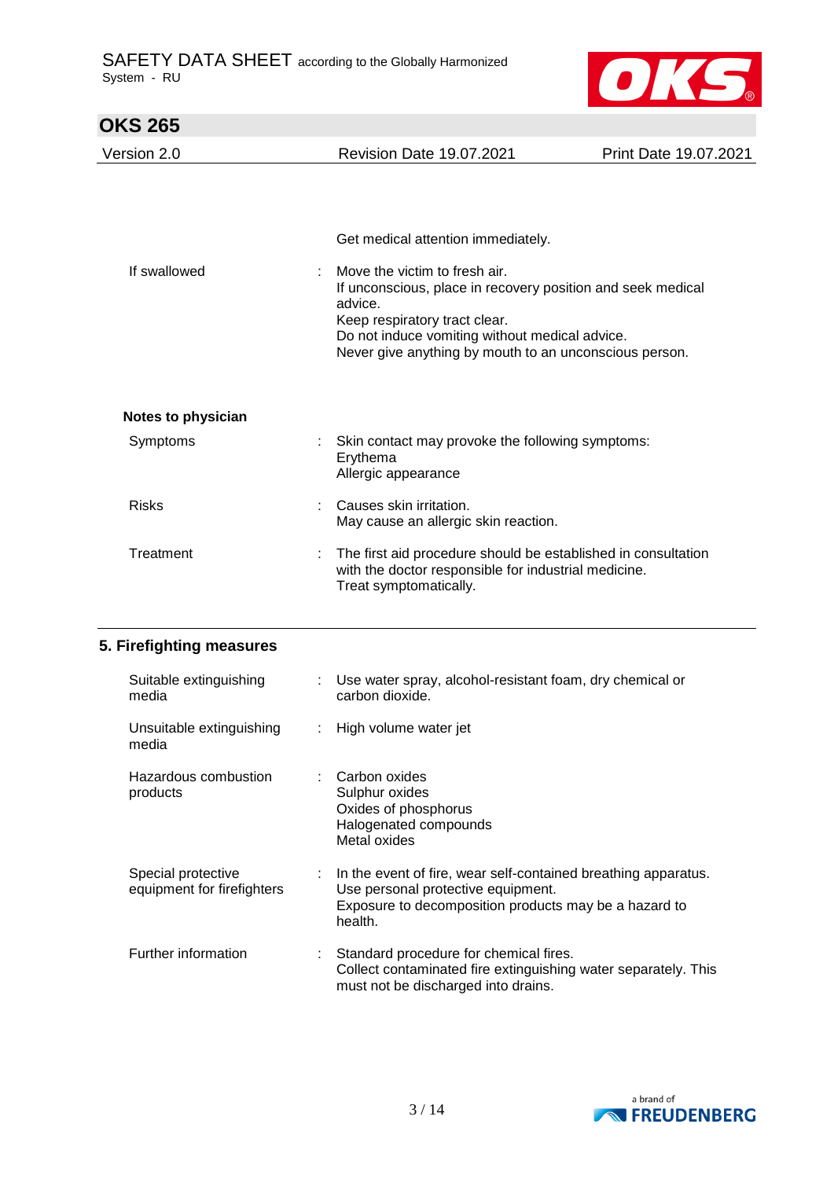Get medical attention immediately.

| | | |
|---|---|---|
| If swallowed | : | Move the victim to fresh air.<br>If unconscious, place in recovery position and seek medical advice.<br>Keep respiratory tract clear.<br>Do not induce vomiting without medical advice.<br>Never give anything by mouth to an unconscious person. |

**Notes to physician**

| | | |
|---|---|---|
| Symptoms | : | Skin contact may provoke the following symptoms:<br>Erythema<br>Allergic appearance |
| Risks | : | Causes skin irritation.<br>May cause an allergic skin reaction. |
| Treatment | : | The first aid procedure should be established in consultation with the doctor responsible for industrial medicine.<br>Treat symptomatically. |

## 5. Firefighting measures

| | | |
|---|---|---|
| Suitable extinguishing media | : | Use water spray, alcohol-resistant foam, dry chemical or carbon dioxide. |
| Unsuitable extinguishing media | : | High volume water jet |
| Hazardous combustion products | : | Carbon oxides<br>Sulphur oxides<br>Oxides of phosphorus<br>Halogenated compounds<br>Metal oxides |
| Special protective equipment for firefighters | : | In the event of fire, wear self-contained breathing apparatus.<br>Use personal protective equipment.<br>Exposure to decomposition products may be a hazard to health. |
| Further information | : | Standard procedure for chemical fires.<br>Collect contaminated fire extinguishing water separately. This must not be discharged into drains. |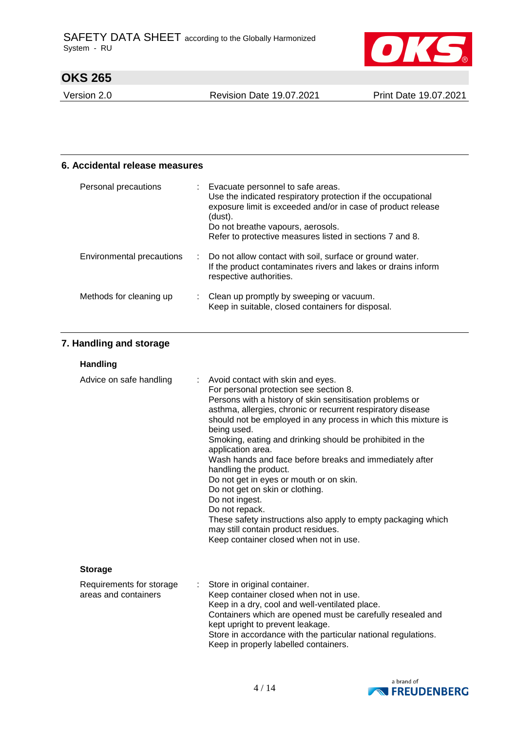## 6. Accidental release measures

| | |
|---|---|
| Personal precautions | Evacuate personnel to safe areas.<br>Use the indicated respiratory protection if the occupational exposure limit is exceeded and/or in case of product release (dust).<br>Do not breathe vapours, aerosols.<br>Refer to protective measures listed in sections 7 and 8. |
| Environmental precautions | Do not allow contact with soil, surface or ground water.<br>If the product contaminates rivers and lakes or drains inform respective authorities. |
| Methods for cleaning up | Clean up promptly by sweeping or vacuum.<br>Keep in suitable, closed containers for disposal. |

## 7. Handling and storage

### Handling

| | |
|---|---|
| Advice on safe handling | Avoid contact with skin and eyes.<br>For personal protection see section 8.<br>Persons with a history of skin sensitisation problems or asthma, allergies, chronic or recurrent respiratory disease should not be employed in any process in which this mixture is being used.<br>Smoking, eating and drinking should be prohibited in the application area.<br>Wash hands and face before breaks and immediately after handling the product.<br>Do not get in eyes or mouth or on skin.<br>Do not get on skin or clothing.<br>Do not ingest.<br>Do not repack.<br>These safety instructions also apply to empty packaging which may still contain product residues.<br>Keep container closed when not in use. |

### Storage

| | |
|---|---|
| Requirements for storage areas and containers | Store in original container.<br>Keep container closed when not in use.<br>Keep in a dry, cool and well-ventilated place.<br>Containers which are opened must be carefully resealed and kept upright to prevent leakage.<br>Store in accordance with the particular national regulations.<br>Keep in properly labelled containers. |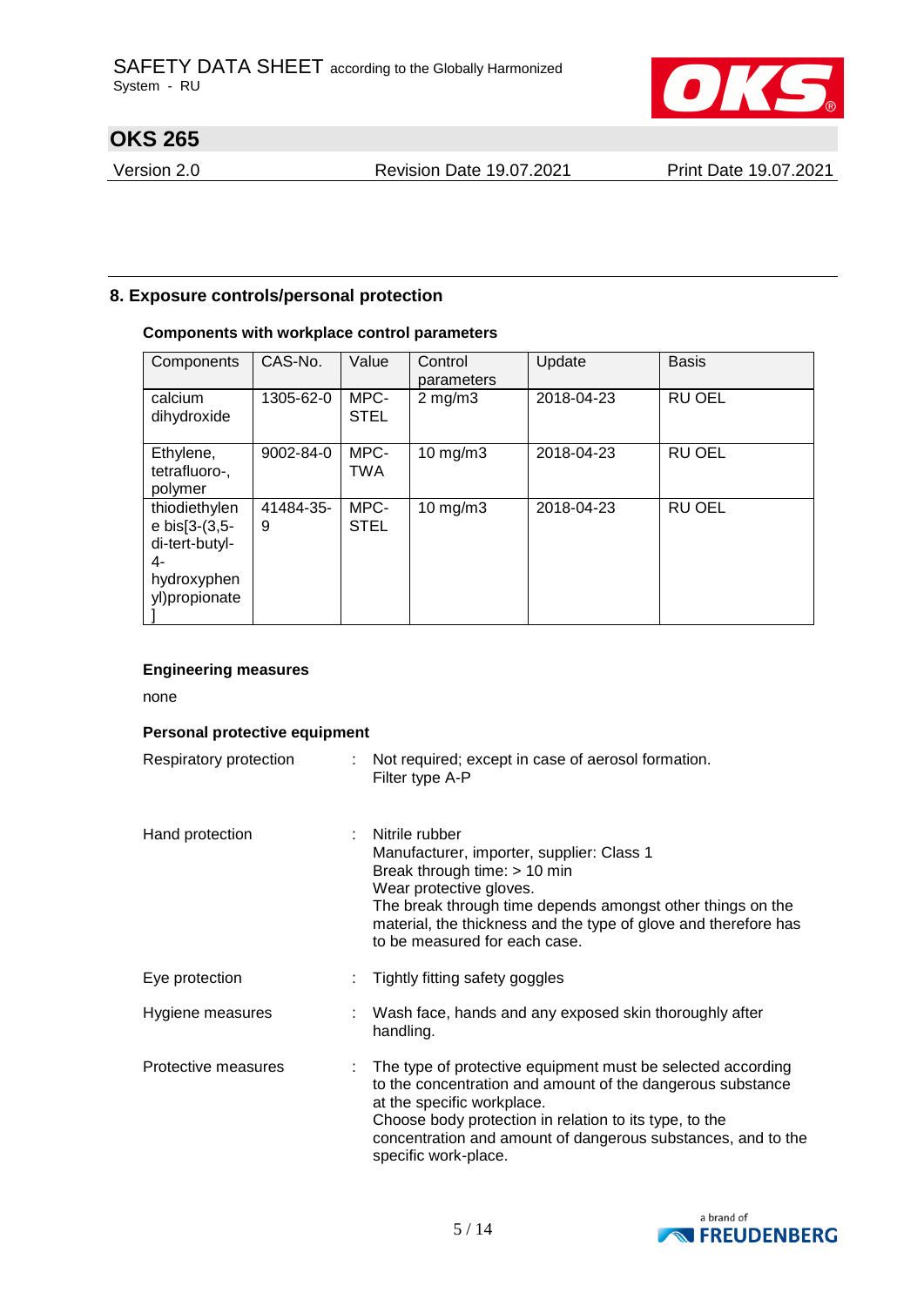## 8. Exposure controls/personal protection

### Components with workplace control parameters

| Components | CAS-No. | Value | Control parameters | Update | Basis |
|---|---|---|---|---|---|
| calcium dihydroxide | 1305-62-0 | MPC-STEL | 2 mg/m3 | 2018-04-23 | RU OEL |
| Ethylene, tetrafluoro-, polymer | 9002-84-0 | MPC-TWA | 10 mg/m3 | 2018-04-23 | RU OEL |
| thiodiethylene bis[3-(3,5-di-tert-butyl-4-hydroxyphenyl)propionate] | 41484-35-9 | MPC-STEL | 10 mg/m3 | 2018-04-23 | RU OEL |

### Engineering measures

none

### Personal protective equipment

Respiratory protection : Not required; except in case of aerosol formation. Filter type A-P

Hand protection : Nitrile rubber
Manufacturer, importer, supplier: Class 1
Break through time: > 10 min
Wear protective gloves.
The break through time depends amongst other things on the material, the thickness and the type of glove and therefore has to be measured for each case.

Eye protection : Tightly fitting safety goggles

Hygiene measures : Wash face, hands and any exposed skin thoroughly after handling.

Protective measures : The type of protective equipment must be selected according to the concentration and amount of the dangerous substance at the specific workplace.
Choose body protection in relation to its type, to the concentration and amount of dangerous substances, and to the specific work-place.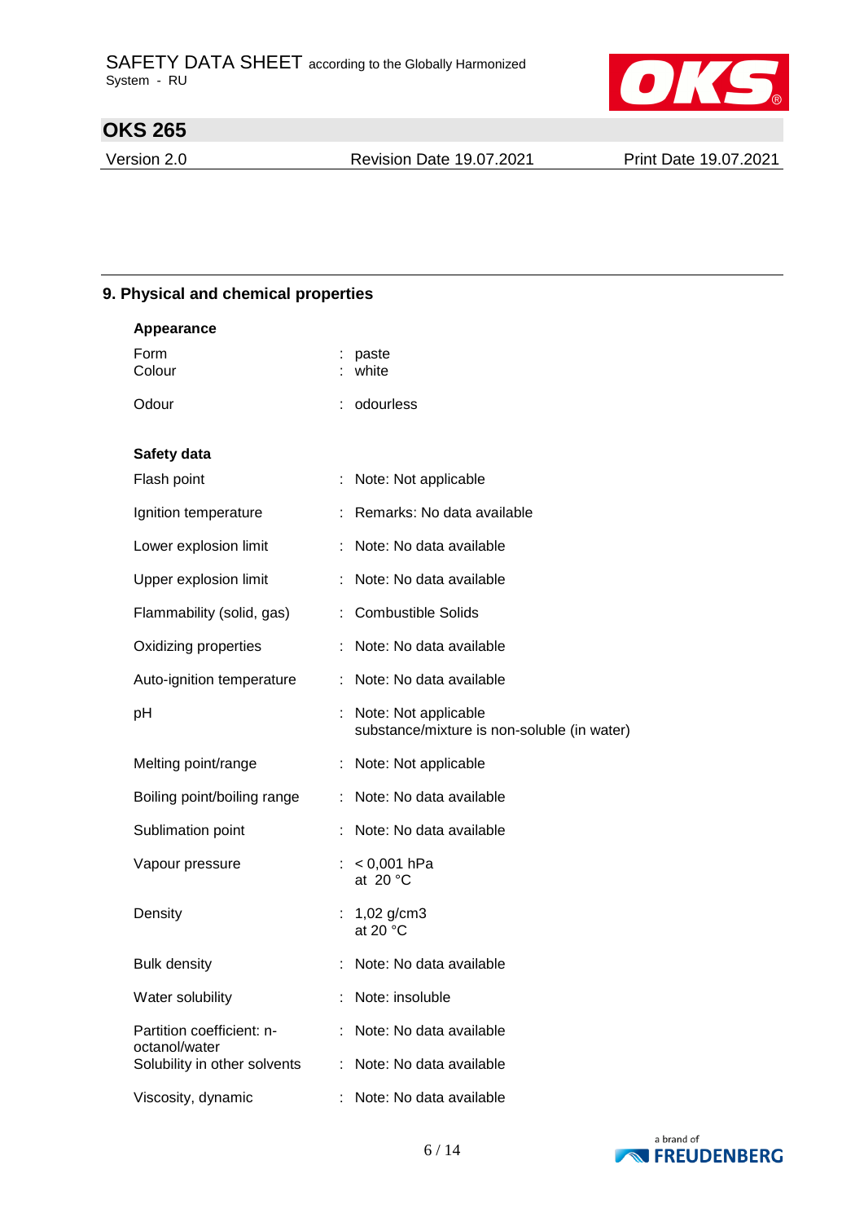## 9. Physical and chemical properties

### Appearance

| | | |
|---|---|---|
| Form | : | paste |
| Colour | : | white |
| Odour | : | odourless |

### Safety data

| | | |
|---|---|---|
| Flash point | : | Note: Not applicable |
| Ignition temperature | : | Remarks: No data available |
| Lower explosion limit | : | Note: No data available |
| Upper explosion limit | : | Note: No data available |
| Flammability (solid, gas) | : | Combustible Solids |
| Oxidizing properties | : | Note: No data available |
| Auto-ignition temperature | : | Note: No data available |
| pH | : | Note: Not applicable<br>substance/mixture is non-soluble (in water) |
| Melting point/range | : | Note: Not applicable |
| Boiling point/boiling range | : | Note: No data available |
| Sublimation point | : | Note: No data available |
| Vapour pressure | : | < 0,001 hPa<br>at 20 °C |
| Density | : | 1,02 g/cm3<br>at 20 °C |
| Bulk density | : | Note: No data available |
| Water solubility | : | Note: insoluble |
| Partition coefficient: n-octanol/water | : | Note: No data available |
| Solubility in other solvents | : | Note: No data available |
| Viscosity, dynamic | : | Note: No data available |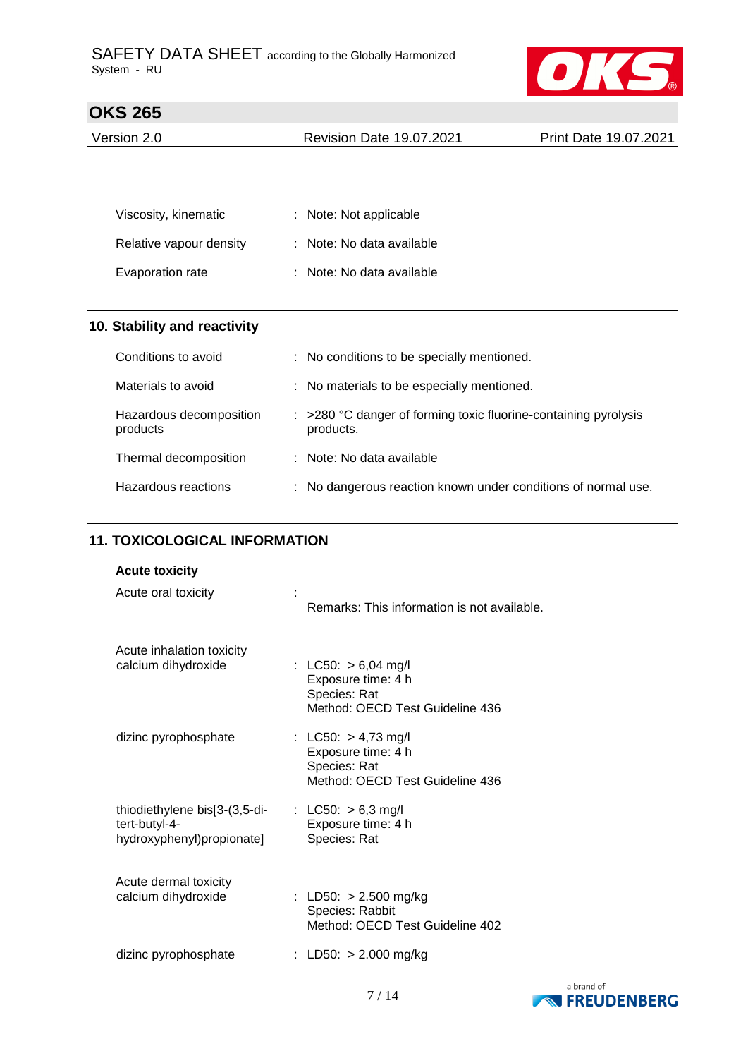| | | |
|---|---|---|
| Viscosity, kinematic | : | Note: Not applicable |
| Relative vapour density | : | Note: No data available |
| Evaporation rate | : | Note: No data available |

## 10. Stability and reactivity

| | | |
|---|---|---|
| Conditions to avoid | : | No conditions to be specially mentioned. |
| Materials to avoid | : | No materials to be especially mentioned. |
| Hazardous decomposition products | : | >280 °C danger of forming toxic fluorine-containing pyrolysis products. |
| Thermal decomposition | : | Note: No data available |
| Hazardous reactions | : | No dangerous reaction known under conditions of normal use. |

## 11. TOXICOLOGICAL INFORMATION

**Acute toxicity**

| | | |
|---|---|---|
| Acute oral toxicity | : | Remarks: This information is not available. |
| Acute inhalation toxicity<br>calcium dihydroxide | : | LC50: > 6,04 mg/l<br>Exposure time: 4 h<br>Species: Rat<br>Method: OECD Test Guideline 436 |
| dizinc pyrophosphate | : | LC50: > 4,73 mg/l<br>Exposure time: 4 h<br>Species: Rat<br>Method: OECD Test Guideline 436 |
| thiodiethylene bis[3-(3,5-di-tert-butyl-4-hydroxyphenyl)propionate] | : | LC50: > 6,3 mg/l<br>Exposure time: 4 h<br>Species: Rat |
| Acute dermal toxicity<br>calcium dihydroxide | : | LD50: > 2.500 mg/kg<br>Species: Rabbit<br>Method: OECD Test Guideline 402 |
| dizinc pyrophosphate | : | LD50: > 2.000 mg/kg |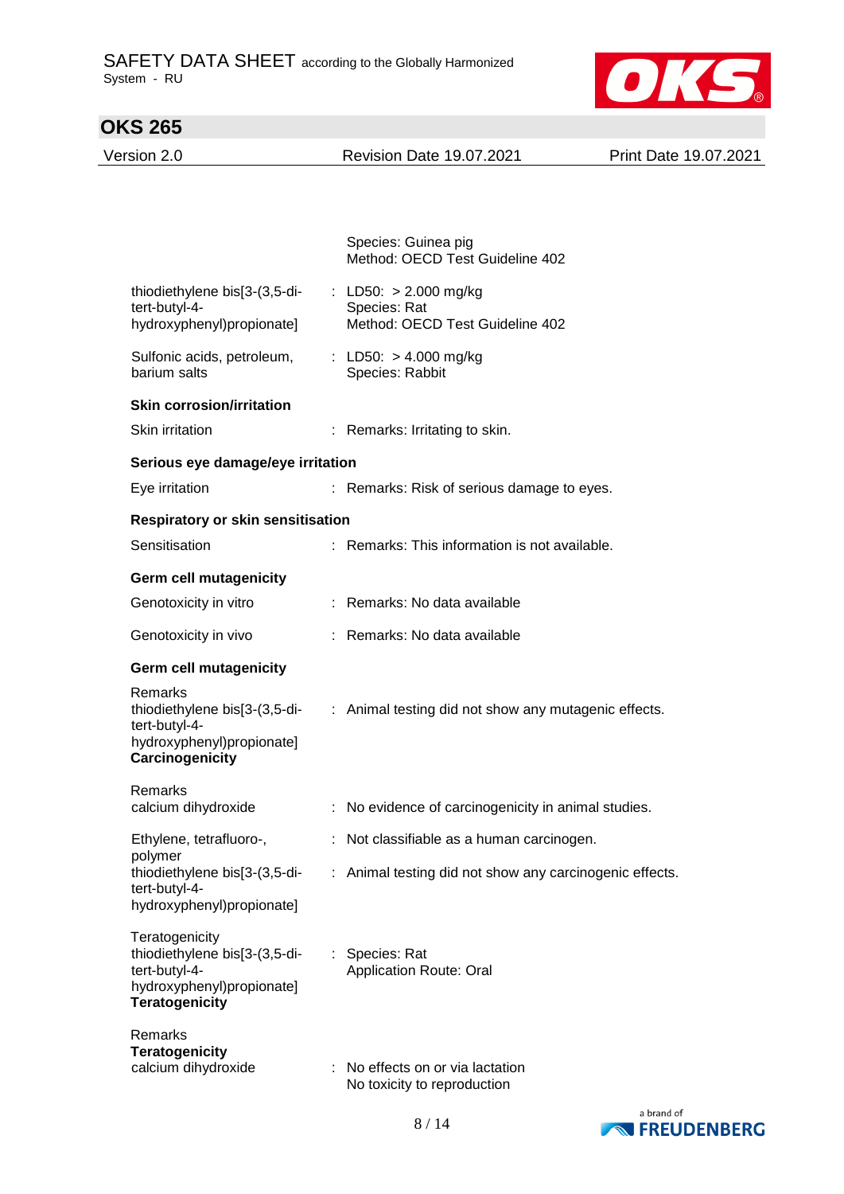Species: Guinea pig
Method: OECD Test Guideline 402

thiodiethylene bis[3-(3,5-di-tert-butyl-4-hydroxyphenyl)propionate] : LD50: > 2.000 mg/kg
Species: Rat
Method: OECD Test Guideline 402

Sulfonic acids, petroleum, barium salts : LD50: > 4.000 mg/kg
Species: Rabbit

**Skin corrosion/irritation**

Skin irritation : Remarks: Irritating to skin.

**Serious eye damage/eye irritation**

Eye irritation : Remarks: Risk of serious damage to eyes.

**Respiratory or skin sensitisation**

Sensitisation : Remarks: This information is not available.

**Germ cell mutagenicity**

Genotoxicity in vitro : Remarks: No data available

Genotoxicity in vivo : Remarks: No data available

**Germ cell mutagenicity**

Remarks
thiodiethylene bis[3-(3,5-di-tert-butyl-4-hydroxyphenyl)propionate] : Animal testing did not show any mutagenic effects.

**Carcinogenicity**

Remarks
calcium dihydroxide : No evidence of carcinogenicity in animal studies.

Ethylene, tetrafluoro-, polymer : Not classifiable as a human carcinogen.

thiodiethylene bis[3-(3,5-di-tert-butyl-4-hydroxyphenyl)propionate] : Animal testing did not show any carcinogenic effects.

Teratogenicity
thiodiethylene bis[3-(3,5-di-tert-butyl-4-hydroxyphenyl)propionate] : Species: Rat
Application Route: Oral

**Teratogenicity**

Remarks

**Teratogenicity**

calcium dihydroxide : No effects on or via lactation
No toxicity to reproduction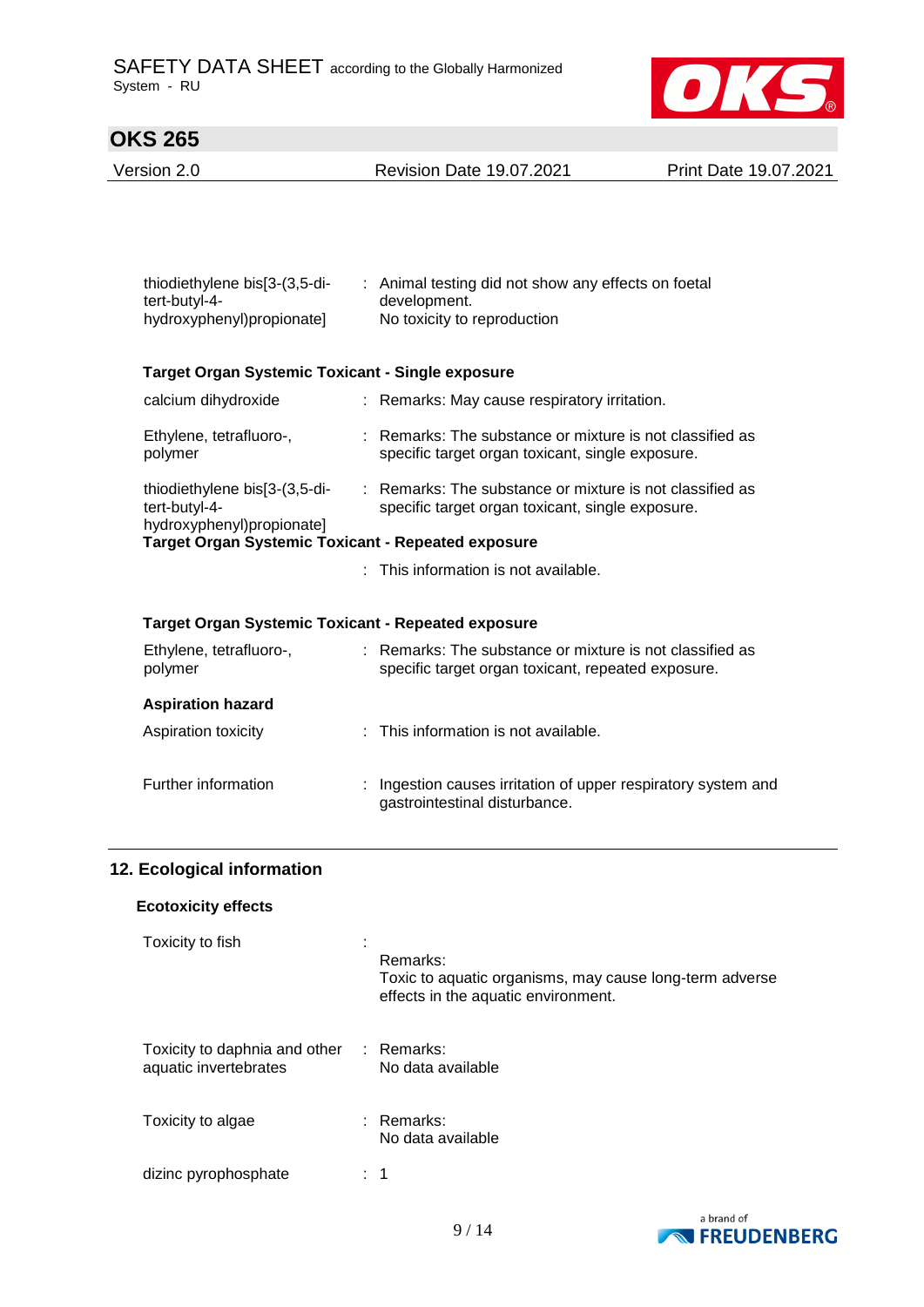| | |
|---|---|
| thiodiethylene bis[3-(3,5-di-tert-butyl-4-hydroxyphenyl)propionate] | : Animal testing did not show any effects on foetal development.<br>No toxicity to reproduction |

**Target Organ Systemic Toxicant - Single exposure**

| | |
|---|---|
| calcium dihydroxide | : Remarks: May cause respiratory irritation. |
| Ethylene, tetrafluoro-, polymer | : Remarks: The substance or mixture is not classified as specific target organ toxicant, single exposure. |
| thiodiethylene bis[3-(3,5-di-tert-butyl-4-hydroxyphenyl)propionate] | : Remarks: The substance or mixture is not classified as specific target organ toxicant, single exposure. |

**Target Organ Systemic Toxicant - Repeated exposure**

: This information is not available.

**Target Organ Systemic Toxicant - Repeated exposure**

| | |
|---|---|
| Ethylene, tetrafluoro-, polymer | : Remarks: The substance or mixture is not classified as specific target organ toxicant, repeated exposure. |

**Aspiration hazard**

| | |
|---|---|
| Aspiration toxicity | : This information is not available. |
| Further information | : Ingestion causes irritation of upper respiratory system and gastrointestinal disturbance. |

## 12. Ecological information

**Ecotoxicity effects**

| | |
|---|---|
| Toxicity to fish | : Remarks:<br>Toxic to aquatic organisms, may cause long-term adverse effects in the aquatic environment. |
| Toxicity to daphnia and other aquatic invertebrates | : Remarks:<br>No data available |
| Toxicity to algae | : Remarks:<br>No data available |
| dizinc pyrophosphate | : 1 |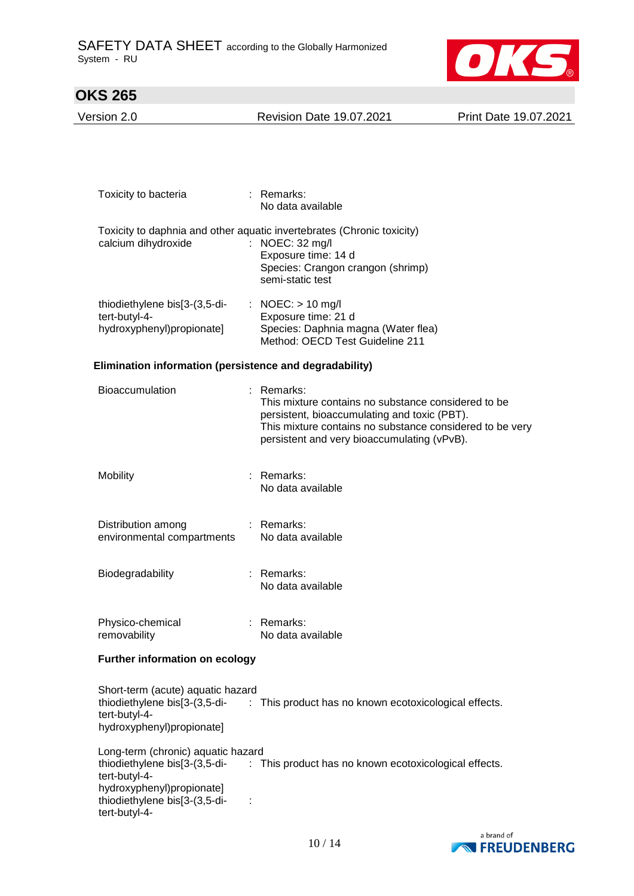Toxicity to bacteria : Remarks:
No data available

Toxicity to daphnia and other aquatic invertebrates (Chronic toxicity)

calcium dihydroxide : NOEC: 32 mg/l
Exposure time: 14 d
Species: Crangon crangon (shrimp)
semi-static test

thiodiethylene bis[3-(3,5-di-tert-butyl-4-hydroxyphenyl)propionate] : NOEC: > 10 mg/l
Exposure time: 21 d
Species: Daphnia magna (Water flea)
Method: OECD Test Guideline 211

**Elimination information (persistence and degradability)**

Bioaccumulation : Remarks:
This mixture contains no substance considered to be persistent, bioaccumulating and toxic (PBT).
This mixture contains no substance considered to be very persistent and very bioaccumulating (vPvB).

Mobility : Remarks:
No data available

Distribution among environmental compartments : Remarks:
No data available

Biodegradability : Remarks:
No data available

Physico-chemical removability : Remarks:
No data available

**Further information on ecology**

Short-term (acute) aquatic hazard

thiodiethylene bis[3-(3,5-di-tert-butyl-4-hydroxyphenyl)propionate] : This product has no known ecotoxicological effects.

Long-term (chronic) aquatic hazard

thiodiethylene bis[3-(3,5-di-tert-butyl-4-hydroxyphenyl)propionate] : This product has no known ecotoxicological effects.

thiodiethylene bis[3-(3,5-di-tert-butyl-4- :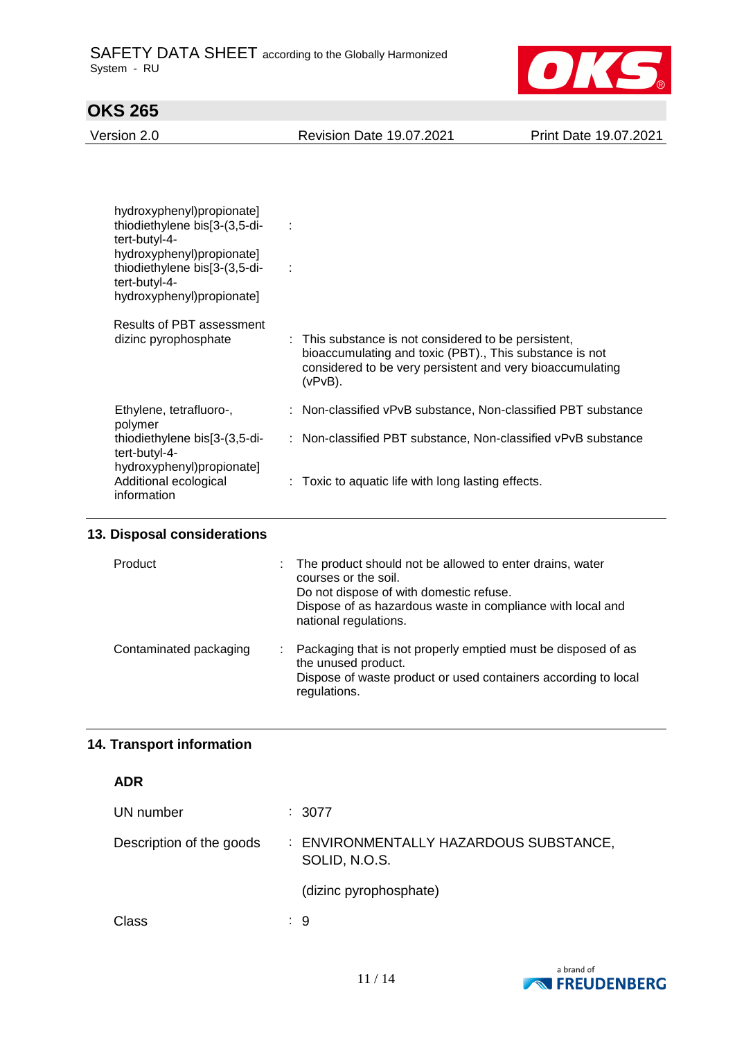| | | |
|---|---|---|
| hydroxyphenyl)propionate] | | |
| thiodiethylene bis[3-(3,5-di-tert-butyl-4-hydroxyphenyl)propionate] | : | |
| thiodiethylene bis[3-(3,5-di-tert-butyl-4-hydroxyphenyl)propionate] | : | |

| | | |
|---|---|---|
| Results of PBT assessment | | |
| dizinc pyrophosphate | : | This substance is not considered to be persistent, bioaccumulating and toxic (PBT)., This substance is not considered to be very persistent and very bioaccumulating (vPvB). |
| Ethylene, tetrafluoro-, polymer | : | Non-classified vPvB substance, Non-classified PBT substance |
| thiodiethylene bis[3-(3,5-di-tert-butyl-4-hydroxyphenyl)propionate] | : | Non-classified PBT substance, Non-classified vPvB substance |
| Additional ecological information | : | Toxic to aquatic life with long lasting effects. |

## 13. Disposal considerations

| | | |
|---|---|---|
| Product | : | The product should not be allowed to enter drains, water courses or the soil.<br>Do not dispose of with domestic refuse.<br>Dispose of as hazardous waste in compliance with local and national regulations. |
| Contaminated packaging | : | Packaging that is not properly emptied must be disposed of as the unused product.<br>Dispose of waste product or used containers according to local regulations. |

## 14. Transport information

### ADR

| | | |
|---|---|---|
| UN number | : | 3077 |
| Description of the goods | : | ENVIRONMENTALLY HAZARDOUS SUBSTANCE, SOLID, N.O.S.<br><br>(dizinc pyrophosphate) |
| Class | : | 9 |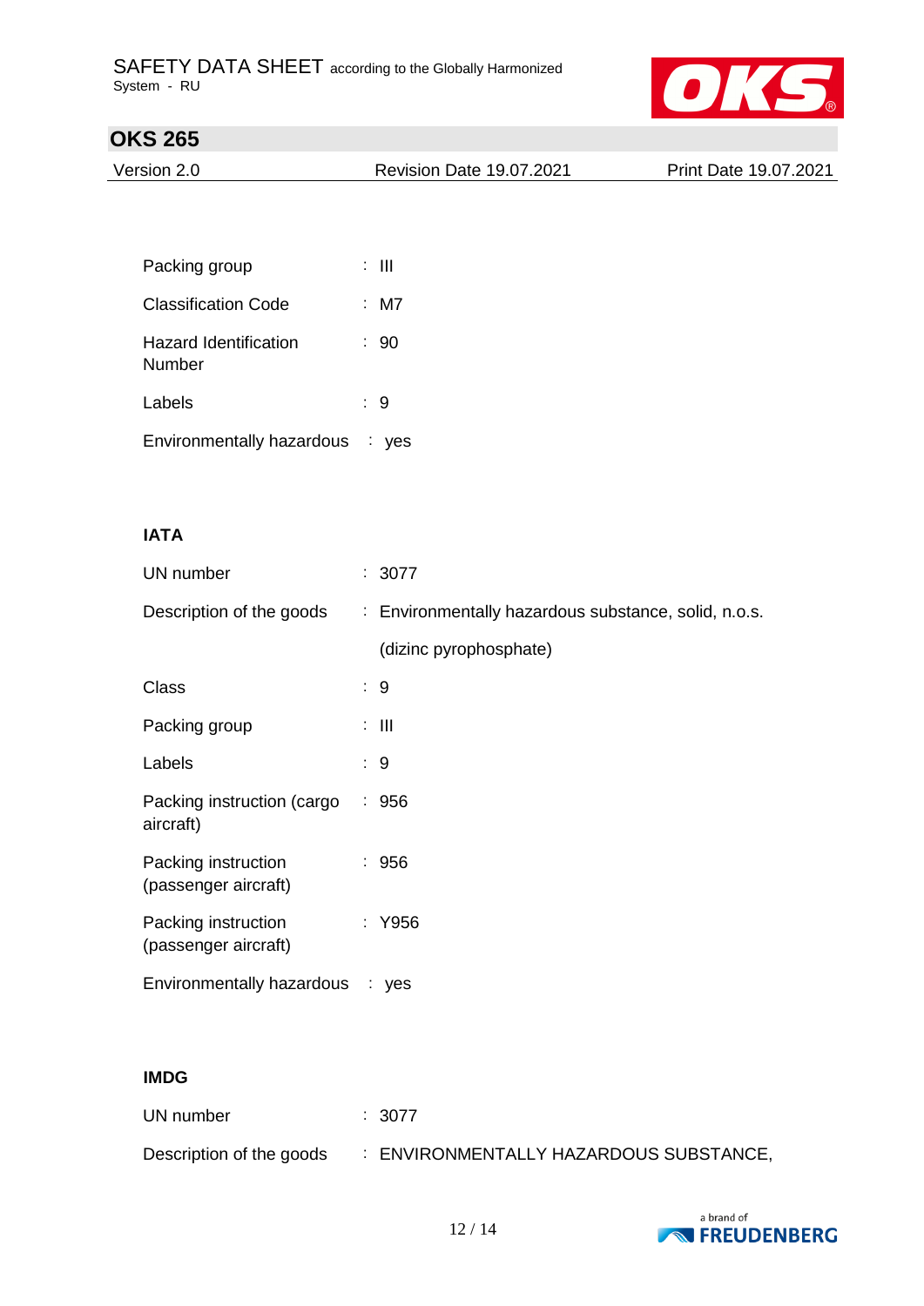Packing group : III

Classification Code : M7

Hazard Identification Number : 90

Labels : 9

Environmentally hazardous : yes

**IATA**

UN number : 3077

Description of the goods : Environmentally hazardous substance, solid, n.o.s.

(dizinc pyrophosphate)

Class : 9

Packing group : III

Labels : 9

Packing instruction (cargo aircraft) : 956

Packing instruction (passenger aircraft) : 956

Packing instruction (passenger aircraft) : Y956

Environmentally hazardous : yes

**IMDG**

UN number : 3077

Description of the goods : ENVIRONMENTALLY HAZARDOUS SUBSTANCE,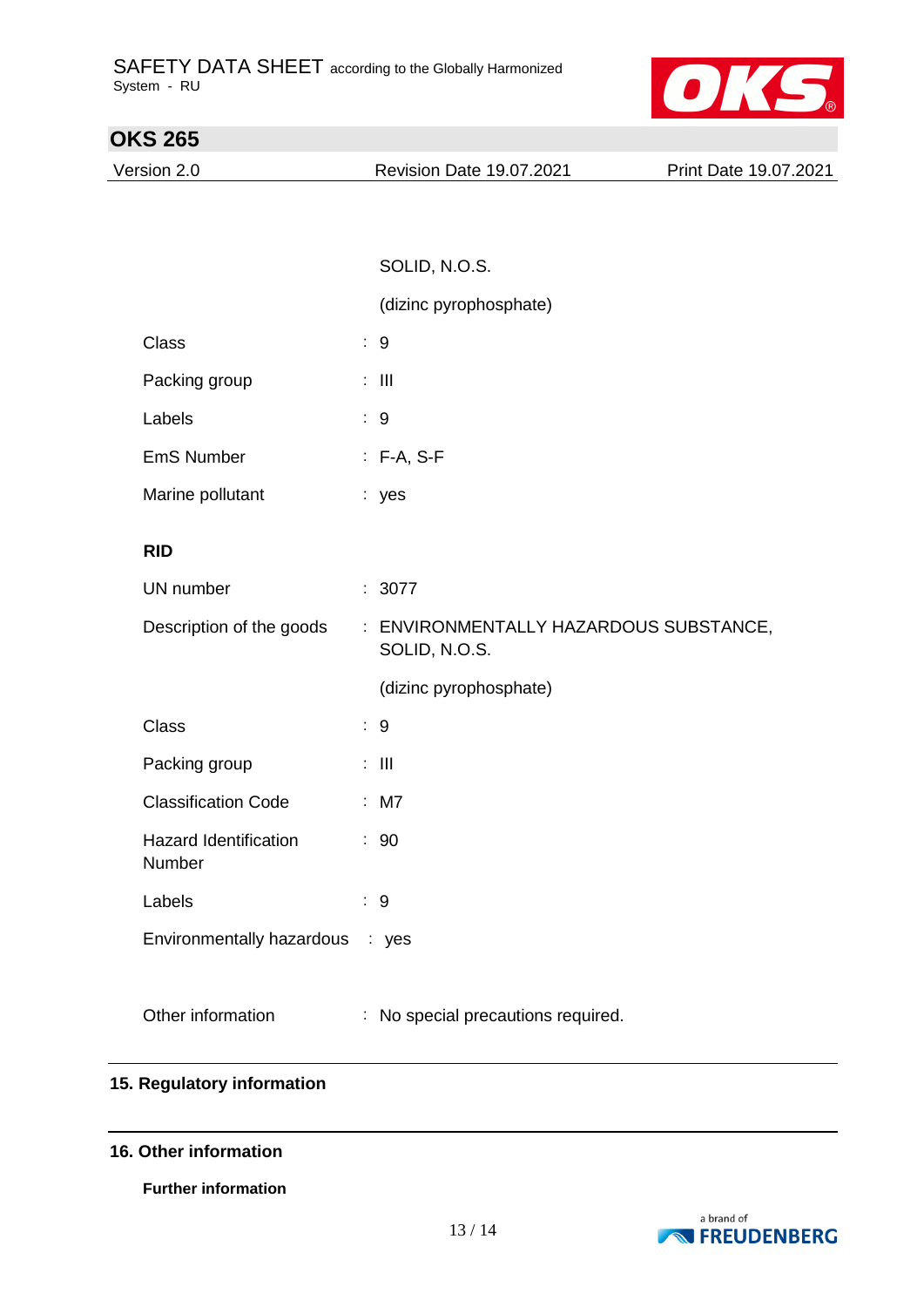SOLID, N.O.S.

(dizinc pyrophosphate)

| | |
|---|---|
| Class | : 9 |
| Packing group | : III |
| Labels | : 9 |
| EmS Number | : F-A, S-F |
| Marine pollutant | : yes |

**RID**

| | |
|---|---|
| UN number | : 3077 |
| Description of the goods | : ENVIRONMENTALLY HAZARDOUS SUBSTANCE, SOLID, N.O.S. (dizinc pyrophosphate) |
| Class | : 9 |
| Packing group | : III |
| Classification Code | : M7 |
| Hazard Identification Number | : 90 |
| Labels | : 9 |
| Environmentally hazardous | : yes |

| | |
|---|---|
| Other information | : No special precautions required. |

## 15. Regulatory information

## 16. Other information

**Further information**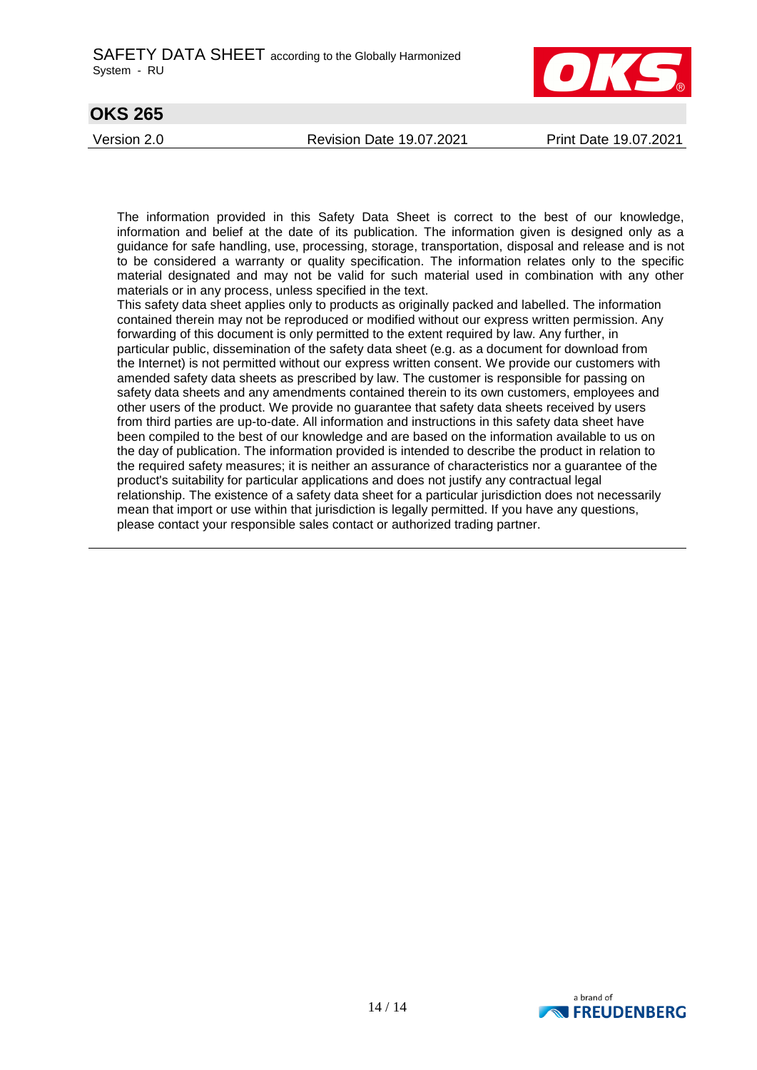The information provided in this Safety Data Sheet is correct to the best of our knowledge, information and belief at the date of its publication. The information given is designed only as a guidance for safe handling, use, processing, storage, transportation, disposal and release and is not to be considered a warranty or quality specification. The information relates only to the specific material designated and may not be valid for such material used in combination with any other materials or in any process, unless specified in the text.
This safety data sheet applies only to products as originally packed and labelled. The information contained therein may not be reproduced or modified without our express written permission. Any forwarding of this document is only permitted to the extent required by law. Any further, in particular public, dissemination of the safety data sheet (e.g. as a document for download from the Internet) is not permitted without our express written consent. We provide our customers with amended safety data sheets as prescribed by law. The customer is responsible for passing on safety data sheets and any amendments contained therein to its own customers, employees and other users of the product. We provide no guarantee that safety data sheets received by users from third parties are up-to-date. All information and instructions in this safety data sheet have been compiled to the best of our knowledge and are based on the information available to us on the day of publication. The information provided is intended to describe the product in relation to the required safety measures; it is neither an assurance of characteristics nor a guarantee of the product's suitability for particular applications and does not justify any contractual legal relationship. The existence of a safety data sheet for a particular jurisdiction does not necessarily mean that import or use within that jurisdiction is legally permitted. If you have any questions, please contact your responsible sales contact or authorized trading partner.